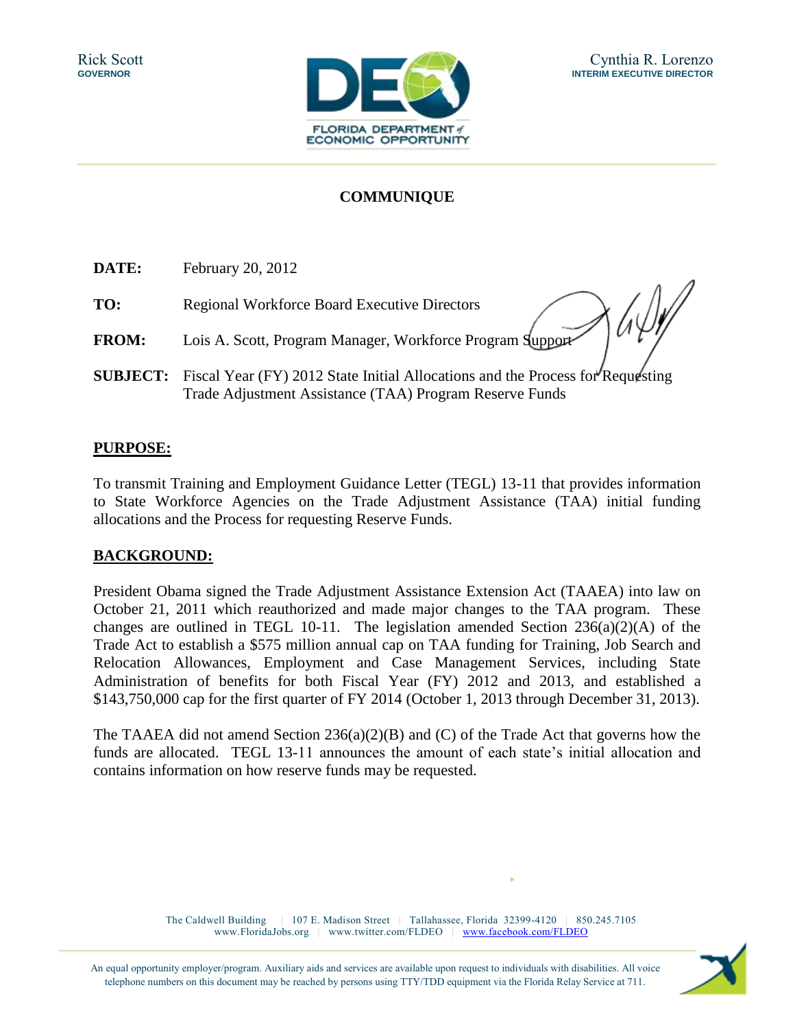Rick Scott
**GOVERNOR**

Cynthia R. Lorenzo
**INTERIM EXECUTIVE DIRECTOR**

FLORIDA DEPARTMENT of ECONOMIC OPPORTUNITY

## COMMUNIQUE

**DATE:** February 20, 2012

**TO:** Regional Workforce Board Executive Directors

**FROM:** Lois A. Scott, Program Manager, Workforce Program Support

**SUBJECT:** Fiscal Year (FY) 2012 State Initial Allocations and the Process for Requesting Trade Adjustment Assistance (TAA) Program Reserve Funds

## PURPOSE:

To transmit Training and Employment Guidance Letter (TEGL) 13-11 that provides information to State Workforce Agencies on the Trade Adjustment Assistance (TAA) initial funding allocations and the Process for requesting Reserve Funds.

## BACKGROUND:

President Obama signed the Trade Adjustment Assistance Extension Act (TAAEA) into law on October 21, 2011 which reauthorized and made major changes to the TAA program. These changes are outlined in TEGL 10-11. The legislation amended Section 236(a)(2)(A) of the Trade Act to establish a $575 million annual cap on TAA funding for Training, Job Search and Relocation Allowances, Employment and Case Management Services, including State Administration of benefits for both Fiscal Year (FY) 2012 and 2013, and established a $143,750,000 cap for the first quarter of FY 2014 (October 1, 2013 through December 31, 2013).

The TAAEA did not amend Section 236(a)(2)(B) and (C) of the Trade Act that governs how the funds are allocated. TEGL 13-11 announces the amount of each state's initial allocation and contains information on how reserve funds may be requested.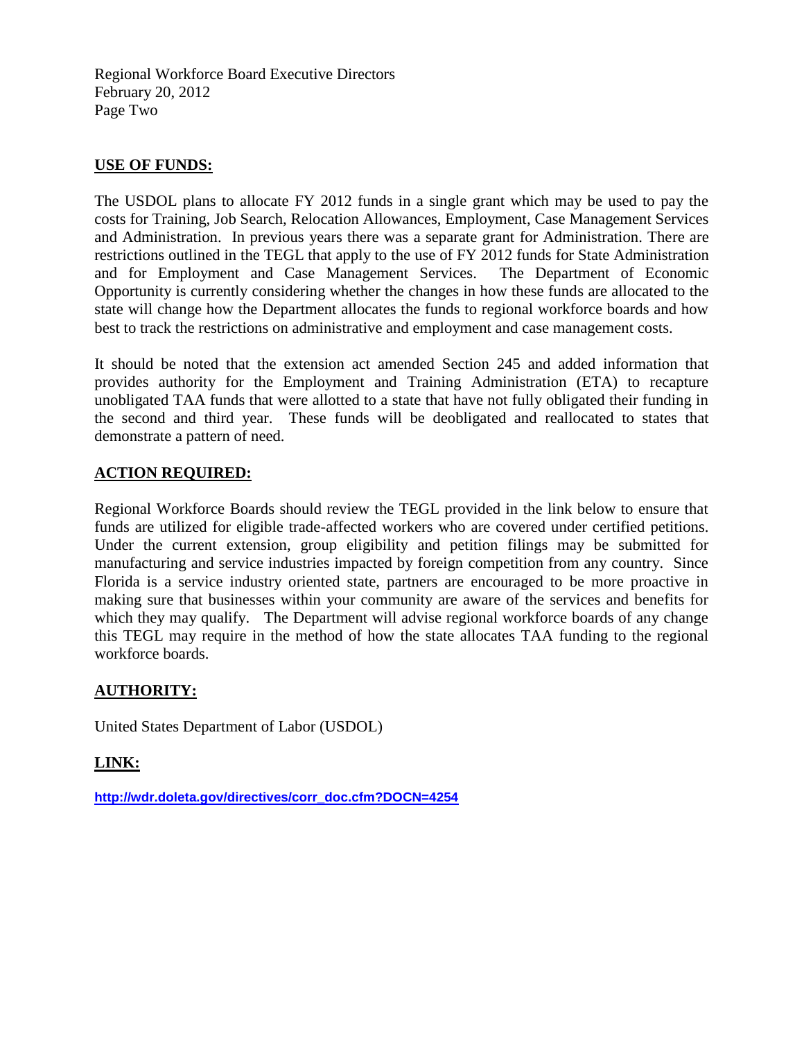## USE OF FUNDS:

The USDOL plans to allocate FY 2012 funds in a single grant which may be used to pay the costs for Training, Job Search, Relocation Allowances, Employment, Case Management Services and Administration. In previous years there was a separate grant for Administration. There are restrictions outlined in the TEGL that apply to the use of FY 2012 funds for State Administration and for Employment and Case Management Services. The Department of Economic Opportunity is currently considering whether the changes in how these funds are allocated to the state will change how the Department allocates the funds to regional workforce boards and how best to track the restrictions on administrative and employment and case management costs.

It should be noted that the extension act amended Section 245 and added information that provides authority for the Employment and Training Administration (ETA) to recapture unobligated TAA funds that were allotted to a state that have not fully obligated their funding in the second and third year. These funds will be deobligated and reallocated to states that demonstrate a pattern of need.

## ACTION REQUIRED:

Regional Workforce Boards should review the TEGL provided in the link below to ensure that funds are utilized for eligible trade-affected workers who are covered under certified petitions. Under the current extension, group eligibility and petition filings may be submitted for manufacturing and service industries impacted by foreign competition from any country. Since Florida is a service industry oriented state, partners are encouraged to be more proactive in making sure that businesses within your community are aware of the services and benefits for which they may qualify. The Department will advise regional workforce boards of any change this TEGL may require in the method of how the state allocates TAA funding to the regional workforce boards.

## AUTHORITY:

United States Department of Labor (USDOL)

## LINK:

http://wdr.doleta.gov/directives/corr_doc.cfm?DOCN=4254